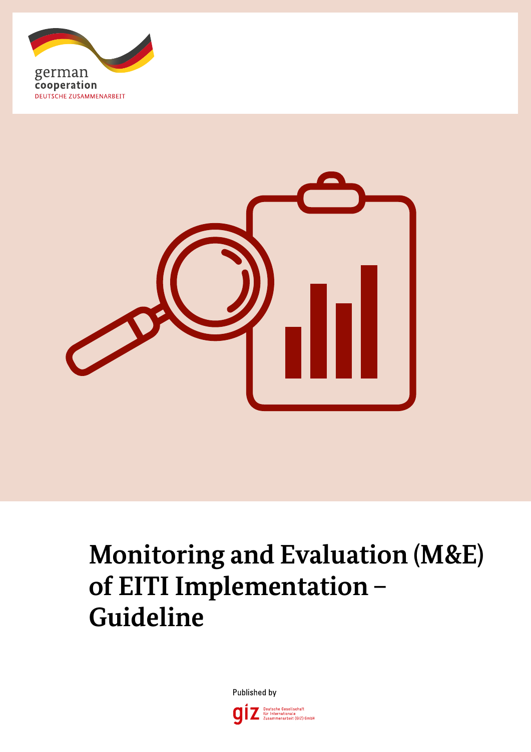german
cooperation
DEUTSCHE ZUSAMMENARBEIT

# Monitoring and Evaluation (M&E) of EITI Implementation – Guideline

Published by

giz Deutsche Gesellschaft für Internationale Zusammenarbeit (GIZ) GmbH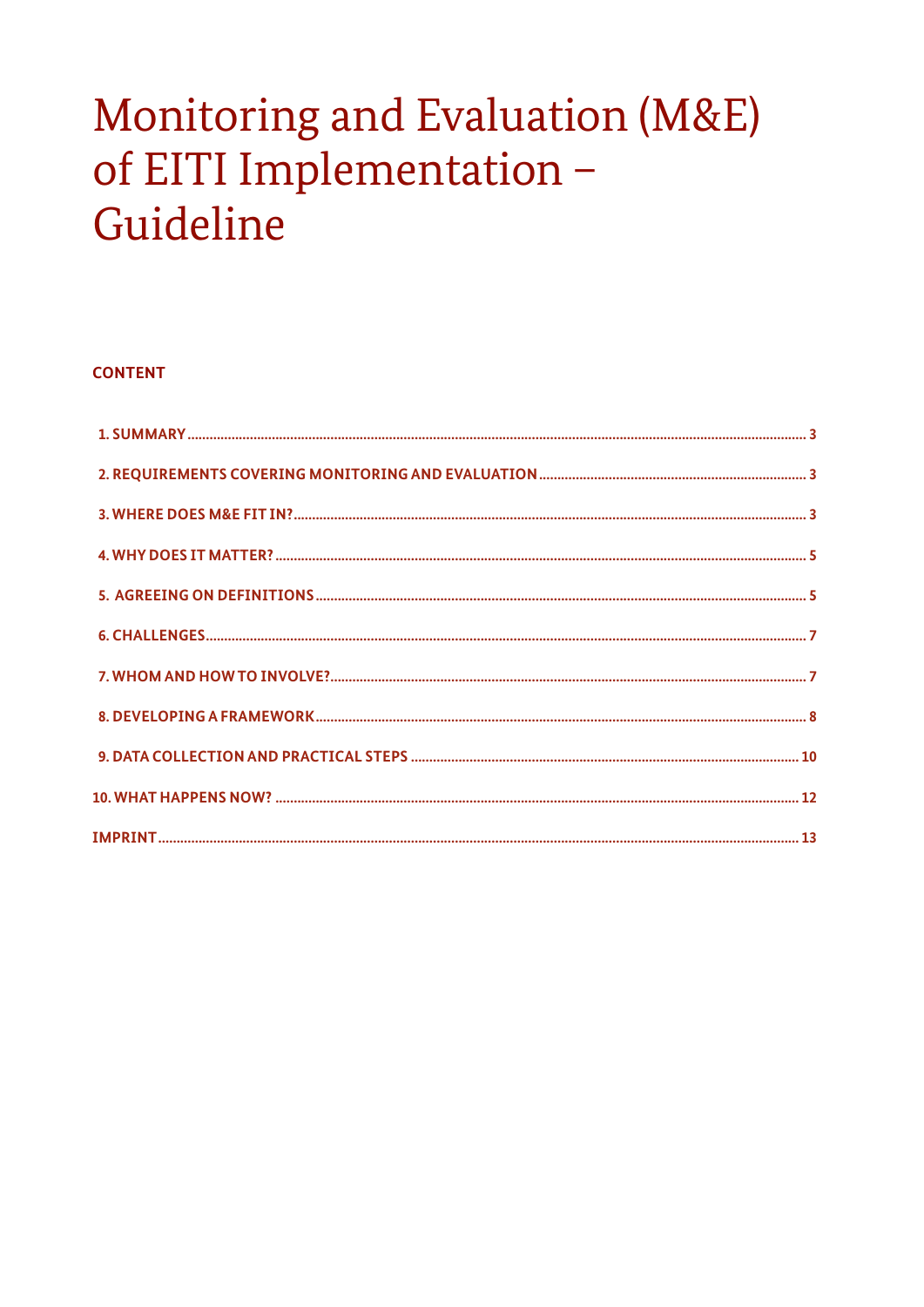# Monitoring and Evaluation (M&E) of EITI Implementation – Guideline

**CONTENT**

1. SUMMARY ........................................................ 3
2. REQUIREMENTS COVERING MONITORING AND EVALUATION ........................................................ 3
3. WHERE DOES M&E FIT IN? ........................................................ 3
4. WHY DOES IT MATTER? ........................................................ 5
5. AGREEING ON DEFINITIONS ........................................................ 5
6. CHALLENGES ........................................................ 7
7. WHOM AND HOW TO INVOLVE? ........................................................ 7
8. DEVELOPING A FRAMEWORK ........................................................ 8
9. DATA COLLECTION AND PRACTICAL STEPS ........................................................ 10
10. WHAT HAPPENS NOW? ........................................................ 12

IMPRINT ........................................................ 13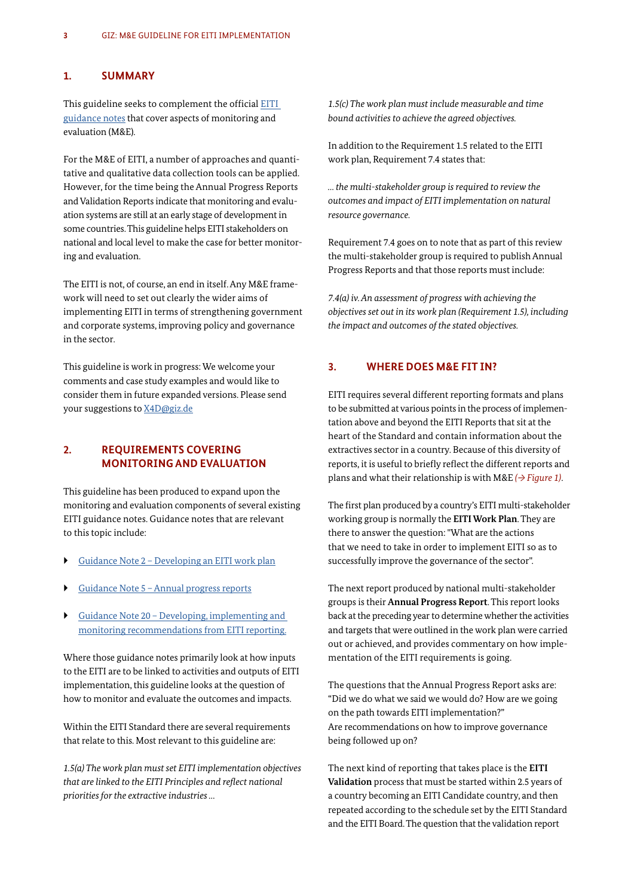## 1. SUMMARY

This guideline seeks to complement the official [EITI guidance notes] that cover aspects of monitoring and evaluation (M&E).

For the M&E of EITI, a number of approaches and quantitative and qualitative data collection tools can be applied. However, for the time being the Annual Progress Reports and Validation Reports indicate that monitoring and evaluation systems are still at an early stage of development in some countries. This guideline helps EITI stakeholders on national and local level to make the case for better monitoring and evaluation.

The EITI is not, of course, an end in itself. Any M&E framework will need to set out clearly the wider aims of implementing EITI in terms of strengthening government and corporate systems, improving policy and governance in the sector.

This guideline is work in progress: We welcome your comments and case study examples and would like to consider them in future expanded versions. Please send your suggestions to X4D@giz.de

## 2. REQUIREMENTS COVERING MONITORING AND EVALUATION

This guideline has been produced to expand upon the monitoring and evaluation components of several existing EITI guidance notes. Guidance notes that are relevant to this topic include:

- Guidance Note 2 – Developing an EITI work plan
- Guidance Note 5 – Annual progress reports
- Guidance Note 20 – Developing, implementing and monitoring recommendations from EITI reporting.

Where those guidance notes primarily look at how inputs to the EITI are to be linked to activities and outputs of EITI implementation, this guideline looks at the question of how to monitor and evaluate the outcomes and impacts.

Within the EITI Standard there are several requirements that relate to this. Most relevant to this guideline are:

*1.5(a) The work plan must set EITI implementation objectives that are linked to the EITI Principles and reflect national priorities for the extractive industries …*

*1.5(c) The work plan must include measurable and time bound activities to achieve the agreed objectives.*

In addition to the Requirement 1.5 related to the EITI work plan, Requirement 7.4 states that:

*… the multi-stakeholder group is required to review the outcomes and impact of EITI implementation on natural resource governance.*

Requirement 7.4 goes on to note that as part of this review the multi-stakeholder group is required to publish Annual Progress Reports and that those reports must include:

*7.4(a) iv. An assessment of progress with achieving the objectives set out in its work plan (Requirement 1.5), including the impact and outcomes of the stated objectives.*

## 3. WHERE DOES M&E FIT IN?

EITI requires several different reporting formats and plans to be submitted at various points in the process of implementation above and beyond the EITI Reports that sit at the heart of the Standard and contain information about the extractives sector in a country. Because of this diversity of reports, it is useful to briefly reflect the different reports and plans and what their relationship is with M&E *(→ Figure 1)*.

The first plan produced by a country's EITI multi-stakeholder working group is normally the **EITI Work Plan**. They are there to answer the question: "What are the actions that we need to take in order to implement EITI so as to successfully improve the governance of the sector".

The next report produced by national multi-stakeholder groups is their **Annual Progress Report**. This report looks back at the preceding year to determine whether the activities and targets that were outlined in the work plan were carried out or achieved, and provides commentary on how implementation of the EITI requirements is going.

The questions that the Annual Progress Report asks are: "Did we do what we said we would do? How are we going on the path towards EITI implementation?"
Are recommendations on how to improve governance being followed up on?

The next kind of reporting that takes place is the **EITI Validation** process that must be started within 2.5 years of a country becoming an EITI Candidate country, and then repeated according to the schedule set by the EITI Standard and the EITI Board. The question that the validation report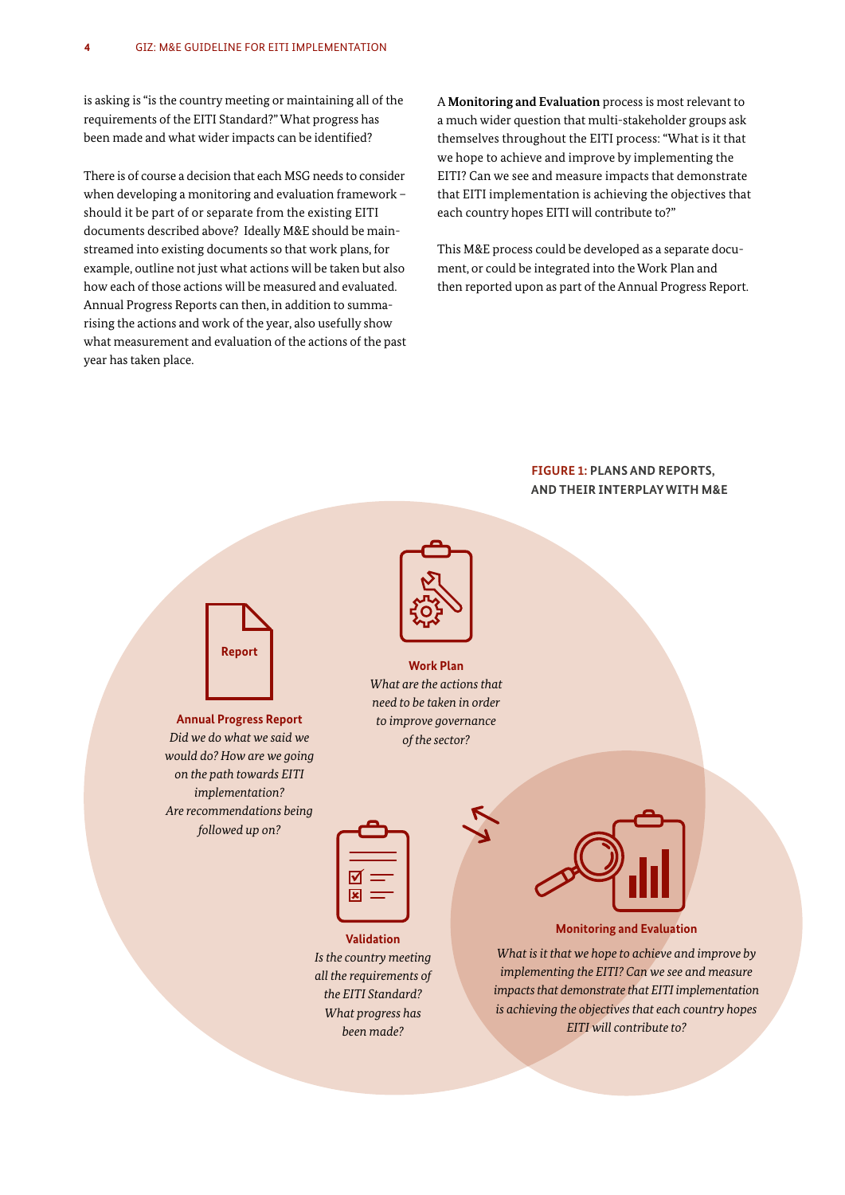is asking is "is the country meeting or maintaining all of the requirements of the EITI Standard?" What progress has been made and what wider impacts can be identified?

There is of course a decision that each MSG needs to consider when developing a monitoring and evaluation framework – should it be part of or separate from the existing EITI documents described above? Ideally M&E should be mainstreamed into existing documents so that work plans, for example, outline not just what actions will be taken but also how each of those actions will be measured and evaluated. Annual Progress Reports can then, in addition to summarising the actions and work of the year, also usefully show what measurement and evaluation of the actions of the past year has taken place.

A **Monitoring and Evaluation** process is most relevant to a much wider question that multi-stakeholder groups ask themselves throughout the EITI process: "What is it that we hope to achieve and improve by implementing the EITI? Can we see and measure impacts that demonstrate that EITI implementation is achieving the objectives that each country hopes EITI will contribute to?"

This M&E process could be developed as a separate document, or could be integrated into the Work Plan and then reported upon as part of the Annual Progress Report.

**FIGURE 1: PLANS AND REPORTS, AND THEIR INTERPLAY WITH M&E**

Report

**Annual Progress Report**
*Did we do what we said we would do? How are we going on the path towards EITI implementation? Are recommendations being followed up on?*

**Work Plan**
*What are the actions that need to be taken in order to improve governance of the sector?*

**Validation**
*Is the country meeting all the requirements of the EITI Standard? What progress has been made?*

**Monitoring and Evaluation**
*What is it that we hope to achieve and improve by implementing the EITI? Can we see and measure impacts that demonstrate that EITI implementation is achieving the objectives that each country hopes EITI will contribute to?*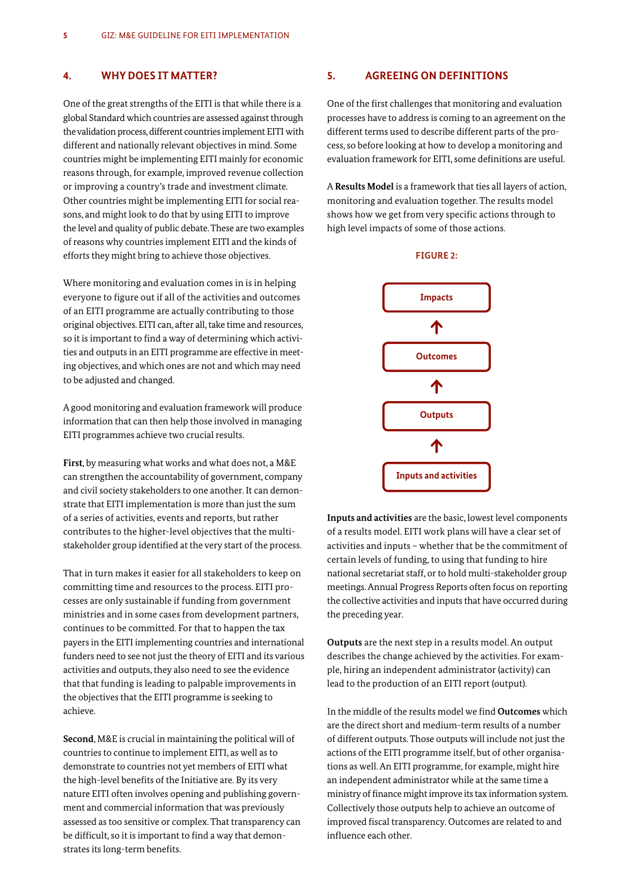## 4. WHY DOES IT MATTER?

One of the great strengths of the EITI is that while there is a global Standard which countries are assessed against through the validation process, different countries implement EITI with different and nationally relevant objectives in mind. Some countries might be implementing EITI mainly for economic reasons through, for example, improved revenue collection or improving a country's trade and investment climate. Other countries might be implementing EITI for social reasons, and might look to do that by using EITI to improve the level and quality of public debate. These are two examples of reasons why countries implement EITI and the kinds of efforts they might bring to achieve those objectives.

Where monitoring and evaluation comes in is in helping everyone to figure out if all of the activities and outcomes of an EITI programme are actually contributing to those original objectives. EITI can, after all, take time and resources, so it is important to find a way of determining which activities and outputs in an EITI programme are effective in meeting objectives, and which ones are not and which may need to be adjusted and changed.

A good monitoring and evaluation framework will produce information that can then help those involved in managing EITI programmes achieve two crucial results.

**First**, by measuring what works and what does not, a M&E can strengthen the accountability of government, company and civil society stakeholders to one another. It can demonstrate that EITI implementation is more than just the sum of a series of activities, events and reports, but rather contributes to the higher-level objectives that the multi-stakeholder group identified at the very start of the process.

That in turn makes it easier for all stakeholders to keep on committing time and resources to the process. EITI processes are only sustainable if funding from government ministries and in some cases from development partners, continues to be committed. For that to happen the tax payers in the EITI implementing countries and international funders need to see not just the theory of EITI and its various activities and outputs, they also need to see the evidence that that funding is leading to palpable improvements in the objectives that the EITI programme is seeking to achieve.

**Second**, M&E is crucial in maintaining the political will of countries to continue to implement EITI, as well as to demonstrate to countries not yet members of EITI what the high-level benefits of the Initiative are. By its very nature EITI often involves opening and publishing government and commercial information that was previously assessed as too sensitive or complex. That transparency can be difficult, so it is important to find a way that demonstrates its long-term benefits.

## 5. AGREEING ON DEFINITIONS

One of the first challenges that monitoring and evaluation processes have to address is coming to an agreement on the different terms used to describe different parts of the process, so before looking at how to develop a monitoring and evaluation framework for EITI, some definitions are useful.

A **Results Model** is a framework that ties all layers of action, monitoring and evaluation together. The results model shows how we get from very specific actions through to high level impacts of some of those actions.

**FIGURE 2:**

Impacts
↑
Outcomes
↑
Outputs
↑
Inputs and activities

**Inputs and activities** are the basic, lowest level components of a results model. EITI work plans will have a clear set of activities and inputs – whether that be the commitment of certain levels of funding, to using that funding to hire national secretariat staff, or to hold multi-stakeholder group meetings. Annual Progress Reports often focus on reporting the collective activities and inputs that have occurred during the preceding year.

**Outputs** are the next step in a results model. An output describes the change achieved by the activities. For example, hiring an independent administrator (activity) can lead to the production of an EITI report (output).

In the middle of the results model we find **Outcomes** which are the direct short and medium-term results of a number of different outputs. Those outputs will include not just the actions of the EITI programme itself, but of other organisations as well. An EITI programme, for example, might hire an independent administrator while at the same time a ministry of finance might improve its tax information system. Collectively those outputs help to achieve an outcome of improved fiscal transparency. Outcomes are related to and influence each other.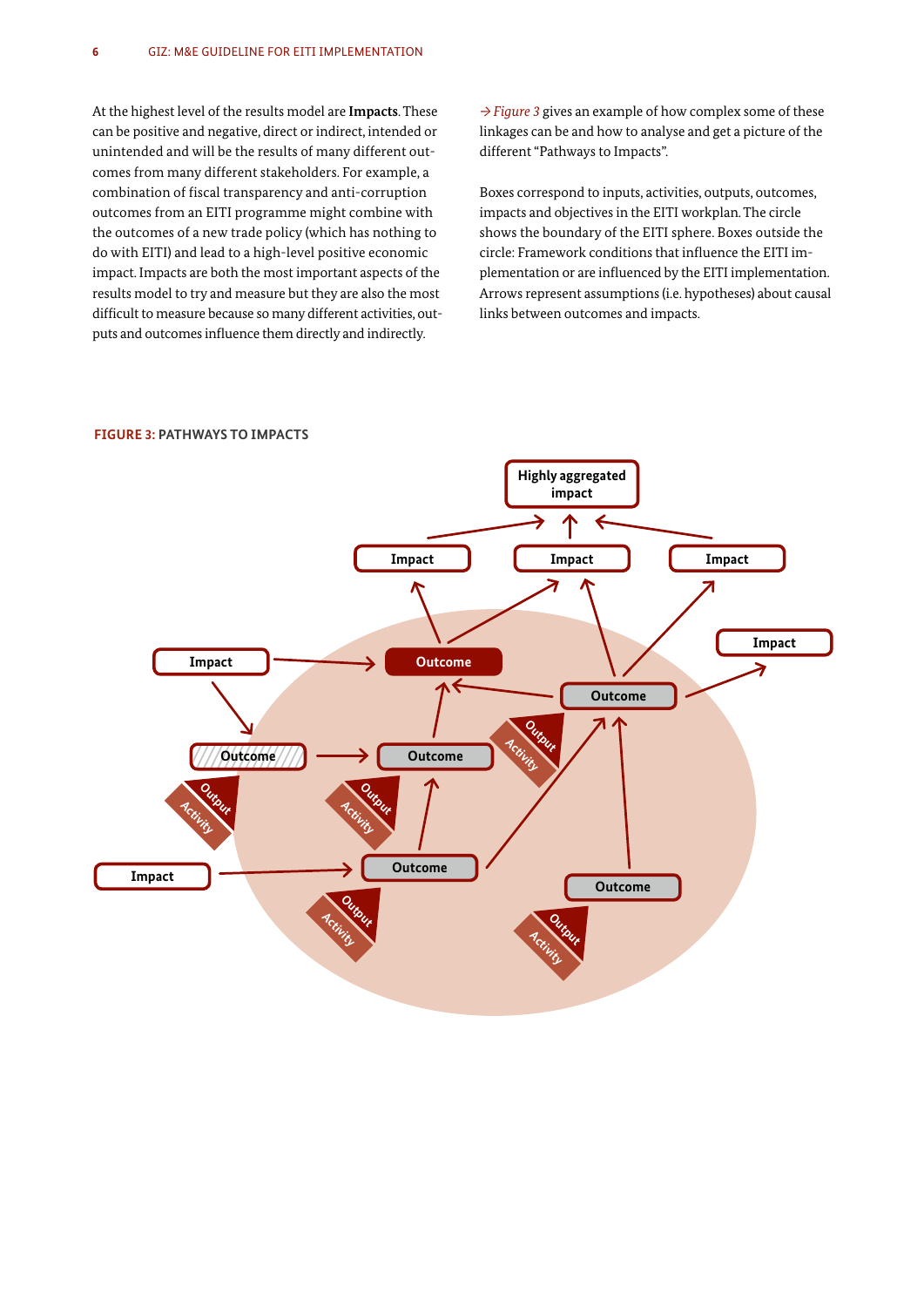At the highest level of the results model are **Impacts**. These can be positive and negative, direct or indirect, intended or unintended and will be the results of many different outcomes from many different stakeholders. For example, a combination of fiscal transparency and anti-corruption outcomes from an EITI programme might combine with the outcomes of a new trade policy (which has nothing to do with EITI) and lead to a high-level positive economic impact. Impacts are both the most important aspects of the results model to try and measure but they are also the most difficult to measure because so many different activities, outputs and outcomes influence them directly and indirectly.

→ *Figure 3* gives an example of how complex some of these linkages can be and how to analyse and get a picture of the different "Pathways to Impacts".

Boxes correspond to inputs, activities, outputs, outcomes, impacts and objectives in the EITI workplan. The circle shows the boundary of the EITI sphere. Boxes outside the circle: Framework conditions that influence the EITI implementation or are influenced by the EITI implementation. Arrows represent assumptions (i.e. hypotheses) about causal links between outcomes and impacts.

**FIGURE 3:** PATHWAYS TO IMPACTS

Highly aggregated impact

Impact | Impact | Impact | Impact | Impact | Impact

Outcome | Outcome | Outcome | Outcome | Outcome | Outcome | Outcome

Output | Activity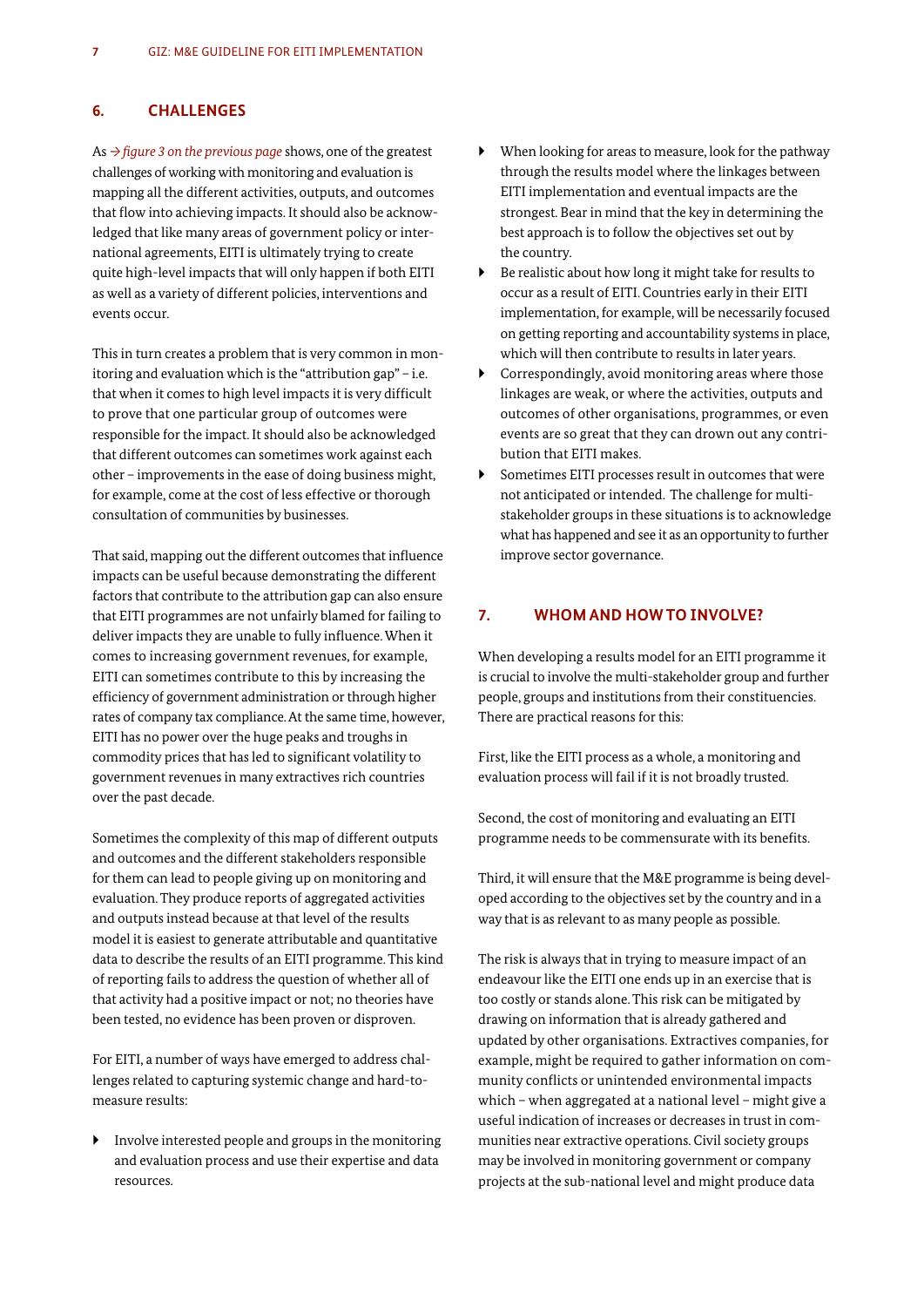## 6. CHALLENGES

As *→ figure 3 on the previous page* shows, one of the greatest challenges of working with monitoring and evaluation is mapping all the different activities, outputs, and outcomes that flow into achieving impacts. It should also be acknowledged that like many areas of government policy or international agreements, EITI is ultimately trying to create quite high-level impacts that will only happen if both EITI as well as a variety of different policies, interventions and events occur.

This in turn creates a problem that is very common in monitoring and evaluation which is the "attribution gap" – i.e. that when it comes to high level impacts it is very difficult to prove that one particular group of outcomes were responsible for the impact. It should also be acknowledged that different outcomes can sometimes work against each other – improvements in the ease of doing business might, for example, come at the cost of less effective or thorough consultation of communities by businesses.

That said, mapping out the different outcomes that influence impacts can be useful because demonstrating the different factors that contribute to the attribution gap can also ensure that EITI programmes are not unfairly blamed for failing to deliver impacts they are unable to fully influence. When it comes to increasing government revenues, for example, EITI can sometimes contribute to this by increasing the efficiency of government administration or through higher rates of company tax compliance. At the same time, however, EITI has no power over the huge peaks and troughs in commodity prices that has led to significant volatility to government revenues in many extractives rich countries over the past decade.

Sometimes the complexity of this map of different outputs and outcomes and the different stakeholders responsible for them can lead to people giving up on monitoring and evaluation. They produce reports of aggregated activities and outputs instead because at that level of the results model it is easiest to generate attributable and quantitative data to describe the results of an EITI programme. This kind of reporting fails to address the question of whether all of that activity had a positive impact or not; no theories have been tested, no evidence has been proven or disproven.

For EITI, a number of ways have emerged to address challenges related to capturing systemic change and hard-to-measure results:

- Involve interested people and groups in the monitoring and evaluation process and use their expertise and data resources.
- When looking for areas to measure, look for the pathway through the results model where the linkages between EITI implementation and eventual impacts are the strongest. Bear in mind that the key in determining the best approach is to follow the objectives set out by the country.
- Be realistic about how long it might take for results to occur as a result of EITI. Countries early in their EITI implementation, for example, will be necessarily focused on getting reporting and accountability systems in place, which will then contribute to results in later years.
- Correspondingly, avoid monitoring areas where those linkages are weak, or where the activities, outputs and outcomes of other organisations, programmes, or even events are so great that they can drown out any contribution that EITI makes.
- Sometimes EITI processes result in outcomes that were not anticipated or intended. The challenge for multi-stakeholder groups in these situations is to acknowledge what has happened and see it as an opportunity to further improve sector governance.

## 7. WHOM AND HOW TO INVOLVE?

When developing a results model for an EITI programme it is crucial to involve the multi-stakeholder group and further people, groups and institutions from their constituencies. There are practical reasons for this:

First, like the EITI process as a whole, a monitoring and evaluation process will fail if it is not broadly trusted.

Second, the cost of monitoring and evaluating an EITI programme needs to be commensurate with its benefits.

Third, it will ensure that the M&E programme is being developed according to the objectives set by the country and in a way that is as relevant to as many people as possible.

The risk is always that in trying to measure impact of an endeavour like the EITI one ends up in an exercise that is too costly or stands alone. This risk can be mitigated by drawing on information that is already gathered and updated by other organisations. Extractives companies, for example, might be required to gather information on community conflicts or unintended environmental impacts which – when aggregated at a national level – might give a useful indication of increases or decreases in trust in communities near extractive operations. Civil society groups may be involved in monitoring government or company projects at the sub-national level and might produce data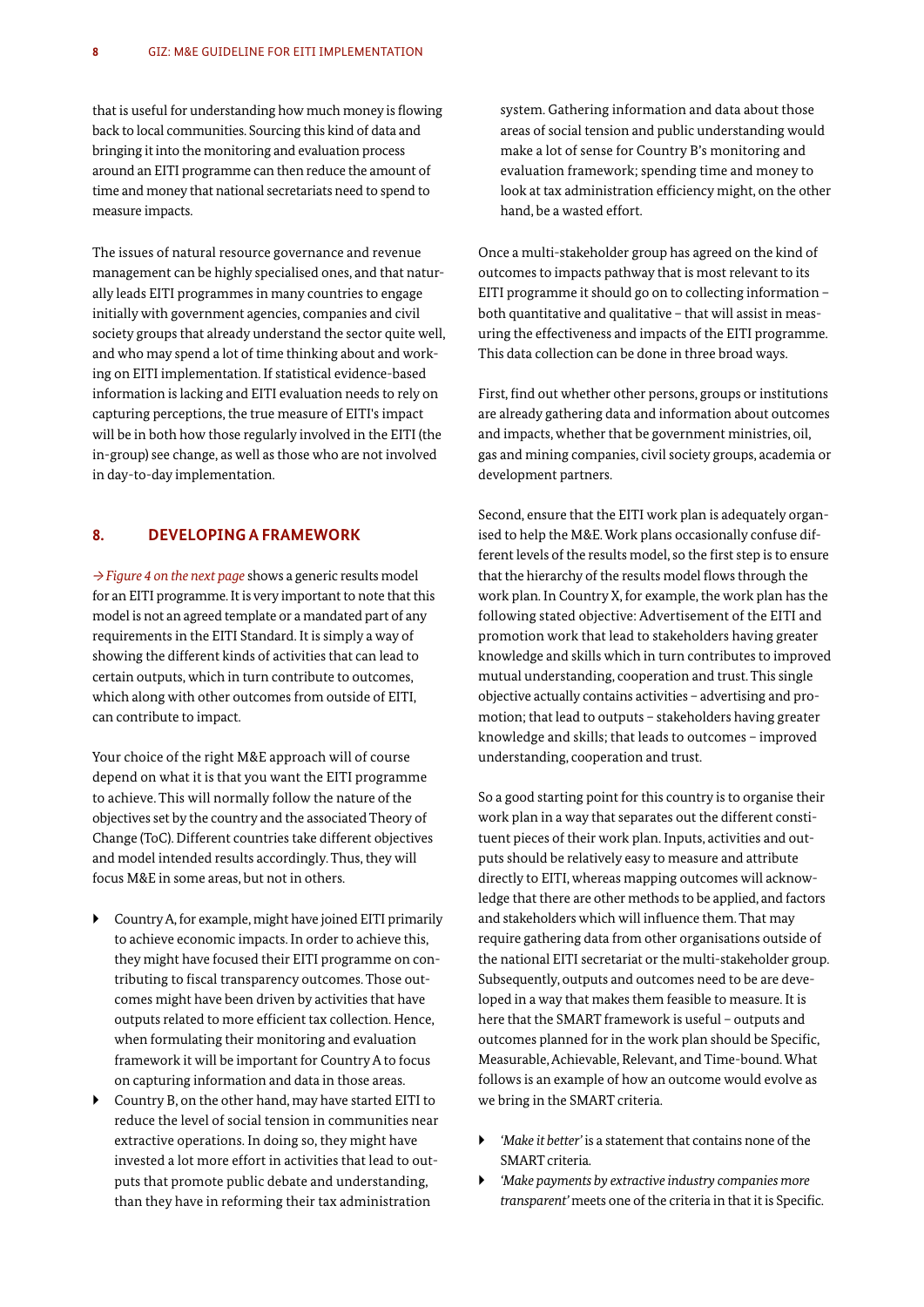that is useful for understanding how much money is flowing back to local communities. Sourcing this kind of data and bringing it into the monitoring and evaluation process around an EITI programme can then reduce the amount of time and money that national secretariats need to spend to measure impacts.

The issues of natural resource governance and revenue management can be highly specialised ones, and that naturally leads EITI programmes in many countries to engage initially with government agencies, companies and civil society groups that already understand the sector quite well, and who may spend a lot of time thinking about and working on EITI implementation. If statistical evidence-based information is lacking and EITI evaluation needs to rely on capturing perceptions, the true measure of EITI's impact will be in both how those regularly involved in the EITI (the in-group) see change, as well as those who are not involved in day-to-day implementation.

## 8. DEVELOPING A FRAMEWORK

*→ Figure 4 on the next page* shows a generic results model for an EITI programme. It is very important to note that this model is not an agreed template or a mandated part of any requirements in the EITI Standard. It is simply a way of showing the different kinds of activities that can lead to certain outputs, which in turn contribute to outcomes, which along with other outcomes from outside of EITI, can contribute to impact.

Your choice of the right M&E approach will of course depend on what it is that you want the EITI programme to achieve. This will normally follow the nature of the objectives set by the country and the associated Theory of Change (ToC). Different countries take different objectives and model intended results accordingly. Thus, they will focus M&E in some areas, but not in others.

- Country A, for example, might have joined EITI primarily to achieve economic impacts. In order to achieve this, they might have focused their EITI programme on contributing to fiscal transparency outcomes. Those outcomes might have been driven by activities that have outputs related to more efficient tax collection. Hence, when formulating their monitoring and evaluation framework it will be important for Country A to focus on capturing information and data in those areas.
- Country B, on the other hand, may have started EITI to reduce the level of social tension in communities near extractive operations. In doing so, they might have invested a lot more effort in activities that lead to outputs that promote public debate and understanding, than they have in reforming their tax administration system. Gathering information and data about those areas of social tension and public understanding would make a lot of sense for Country B's monitoring and evaluation framework; spending time and money to look at tax administration efficiency might, on the other hand, be a wasted effort.

Once a multi-stakeholder group has agreed on the kind of outcomes to impacts pathway that is most relevant to its EITI programme it should go on to collecting information – both quantitative and qualitative – that will assist in measuring the effectiveness and impacts of the EITI programme. This data collection can be done in three broad ways.

First, find out whether other persons, groups or institutions are already gathering data and information about outcomes and impacts, whether that be government ministries, oil, gas and mining companies, civil society groups, academia or development partners.

Second, ensure that the EITI work plan is adequately organised to help the M&E. Work plans occasionally confuse different levels of the results model, so the first step is to ensure that the hierarchy of the results model flows through the work plan. In Country X, for example, the work plan has the following stated objective: Advertisement of the EITI and promotion work that lead to stakeholders having greater knowledge and skills which in turn contributes to improved mutual understanding, cooperation and trust. This single objective actually contains activities – advertising and promotion; that lead to outputs – stakeholders having greater knowledge and skills; that leads to outcomes – improved understanding, cooperation and trust.

So a good starting point for this country is to organise their work plan in a way that separates out the different constituent pieces of their work plan. Inputs, activities and outputs should be relatively easy to measure and attribute directly to EITI, whereas mapping outcomes will acknowledge that there are other methods to be applied, and factors and stakeholders which will influence them. That may require gathering data from other organisations outside of the national EITI secretariat or the multi-stakeholder group. Subsequently, outputs and outcomes need to be developed in a way that makes them feasible to measure. It is here that the SMART framework is useful – outputs and outcomes planned for in the work plan should be Specific, Measurable, Achievable, Relevant, and Time-bound. What follows is an example of how an outcome would evolve as we bring in the SMART criteria.

- *'Make it better'* is a statement that contains none of the SMART criteria.
- *'Make payments by extractive industry companies more transparent'* meets one of the criteria in that it is Specific.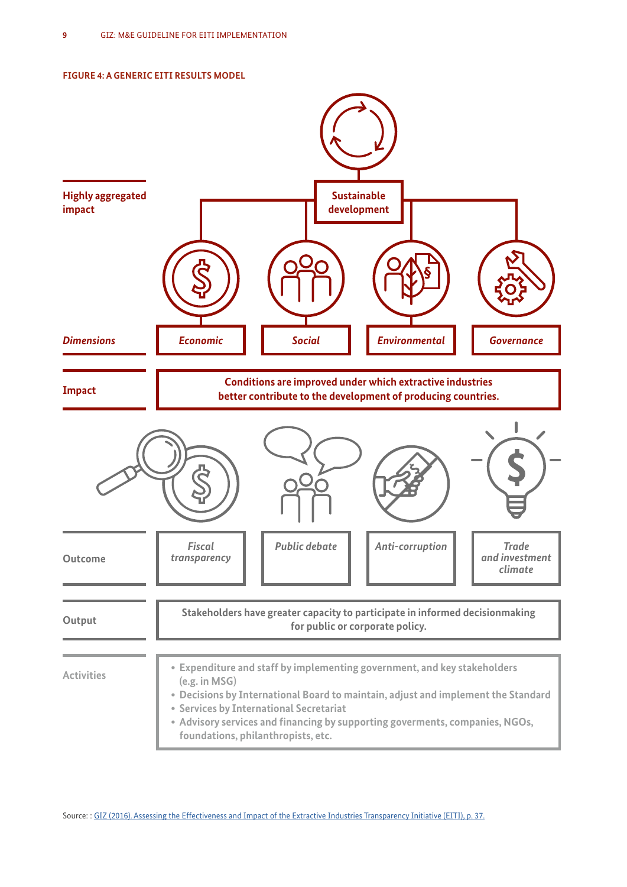**FIGURE 4: A GENERIC EITI RESULTS MODEL**

**Highly aggregated impact**

**Sustainable development**

***Dimensions***

| ***Economic*** | ***Social*** | ***Environmental*** | ***Governance*** |
|---|---|---|---|

**Impact**

**Conditions are improved under which extractive industries better contribute to the development of producing countries.**

**Outcome**

| ***Fiscal transparency*** | ***Public debate*** | ***Anti-corruption*** | ***Trade and investment climate*** |
|---|---|---|---|

**Output**

**Stakeholders have greater capacity to participate in informed decisionmaking for public or corporate policy.**

**Activities**

- Expenditure and staff by implementing government, and key stakeholders (e.g. in MSG)
- Decisions by International Board to maintain, adjust and implement the Standard
- Services by International Secretariat
- Advisory services and financing by supporting goverments, companies, NGOs, foundations, philanthropists, etc.

Source: : GIZ (2016). Assessing the Effectiveness and Impact of the Extractive Industries Transparency Initiative (EITI), p. 37.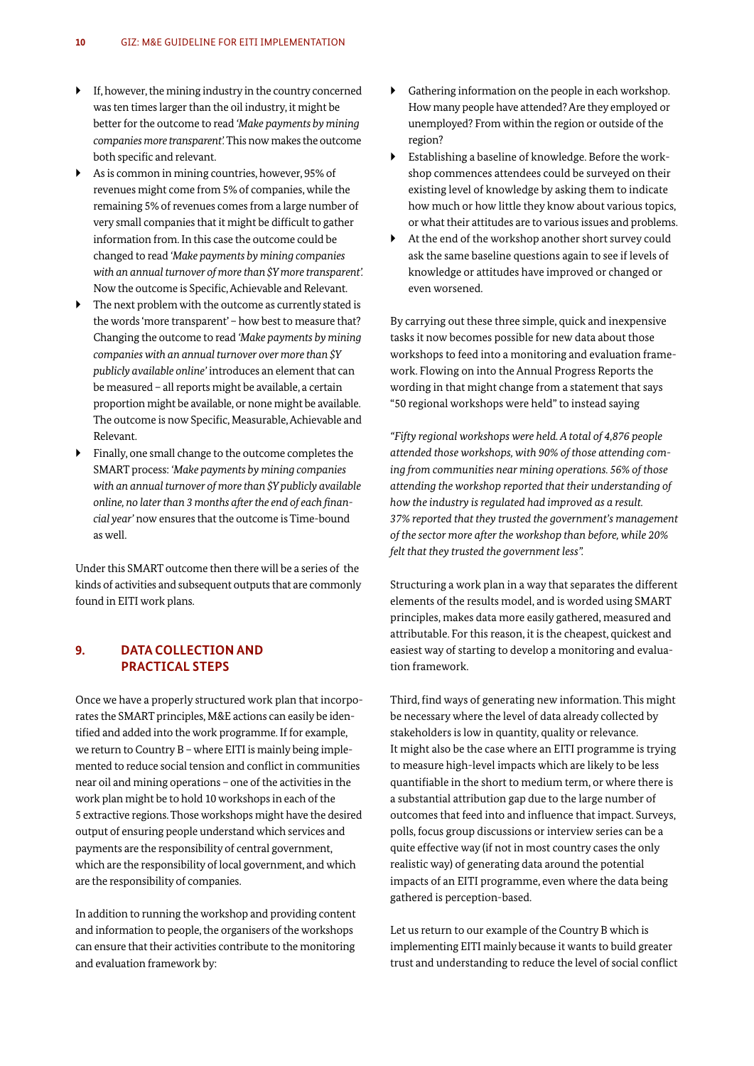- If, however, the mining industry in the country concerned was ten times larger than the oil industry, it might be better for the outcome to read *'Make payments by mining companies more transparent'.* This now makes the outcome both specific and relevant.
- As is common in mining countries, however, 95% of revenues might come from 5% of companies, while the remaining 5% of revenues comes from a large number of very small companies that it might be difficult to gather information from. In this case the outcome could be changed to read *'Make payments by mining companies with an annual turnover of more than $Y more transparent'.* Now the outcome is Specific, Achievable and Relevant.
- The next problem with the outcome as currently stated is the words 'more transparent' – how best to measure that? Changing the outcome to read *'Make payments by mining companies with an annual turnover over more than $Y publicly available online'* introduces an element that can be measured – all reports might be available, a certain proportion might be available, or none might be available. The outcome is now Specific, Measurable, Achievable and Relevant.
- Finally, one small change to the outcome completes the SMART process: *'Make payments by mining companies with an annual turnover of more than $Y publicly available online, no later than 3 months after the end of each financial year'* now ensures that the outcome is Time-bound as well.

Under this SMART outcome then there will be a series of the kinds of activities and subsequent outputs that are commonly found in EITI work plans.

## 9. DATA COLLECTION AND PRACTICAL STEPS

Once we have a properly structured work plan that incorporates the SMART principles, M&E actions can easily be identified and added into the work programme. If for example, we return to Country B – where EITI is mainly being implemented to reduce social tension and conflict in communities near oil and mining operations – one of the activities in the work plan might be to hold 10 workshops in each of the 5 extractive regions. Those workshops might have the desired output of ensuring people understand which services and payments are the responsibility of central government, which are the responsibility of local government, and which are the responsibility of companies.

In addition to running the workshop and providing content and information to people, the organisers of the workshops can ensure that their activities contribute to the monitoring and evaluation framework by:

- Gathering information on the people in each workshop. How many people have attended? Are they employed or unemployed? From within the region or outside of the region?
- Establishing a baseline of knowledge. Before the workshop commences attendees could be surveyed on their existing level of knowledge by asking them to indicate how much or how little they know about various topics, or what their attitudes are to various issues and problems.
- At the end of the workshop another short survey could ask the same baseline questions again to see if levels of knowledge or attitudes have improved or changed or even worsened.

By carrying out these three simple, quick and inexpensive tasks it now becomes possible for new data about those workshops to feed into a monitoring and evaluation framework. Flowing on into the Annual Progress Reports the wording in that might change from a statement that says "50 regional workshops were held" to instead saying

*"Fifty regional workshops were held. A total of 4,876 people attended those workshops, with 90% of those attending coming from communities near mining operations. 56% of those attending the workshop reported that their understanding of how the industry is regulated had improved as a result. 37% reported that they trusted the government's management of the sector more after the workshop than before, while 20% felt that they trusted the government less".*

Structuring a work plan in a way that separates the different elements of the results model, and is worded using SMART principles, makes data more easily gathered, measured and attributable. For this reason, it is the cheapest, quickest and easiest way of starting to develop a monitoring and evaluation framework.

Third, find ways of generating new information. This might be necessary where the level of data already collected by stakeholders is low in quantity, quality or relevance. It might also be the case where an EITI programme is trying to measure high-level impacts which are likely to be less quantifiable in the short to medium term, or where there is a substantial attribution gap due to the large number of outcomes that feed into and influence that impact. Surveys, polls, focus group discussions or interview series can be a quite effective way (if not in most country cases the only realistic way) of generating data around the potential impacts of an EITI programme, even where the data being gathered is perception-based.

Let us return to our example of the Country B which is implementing EITI mainly because it wants to build greater trust and understanding to reduce the level of social conflict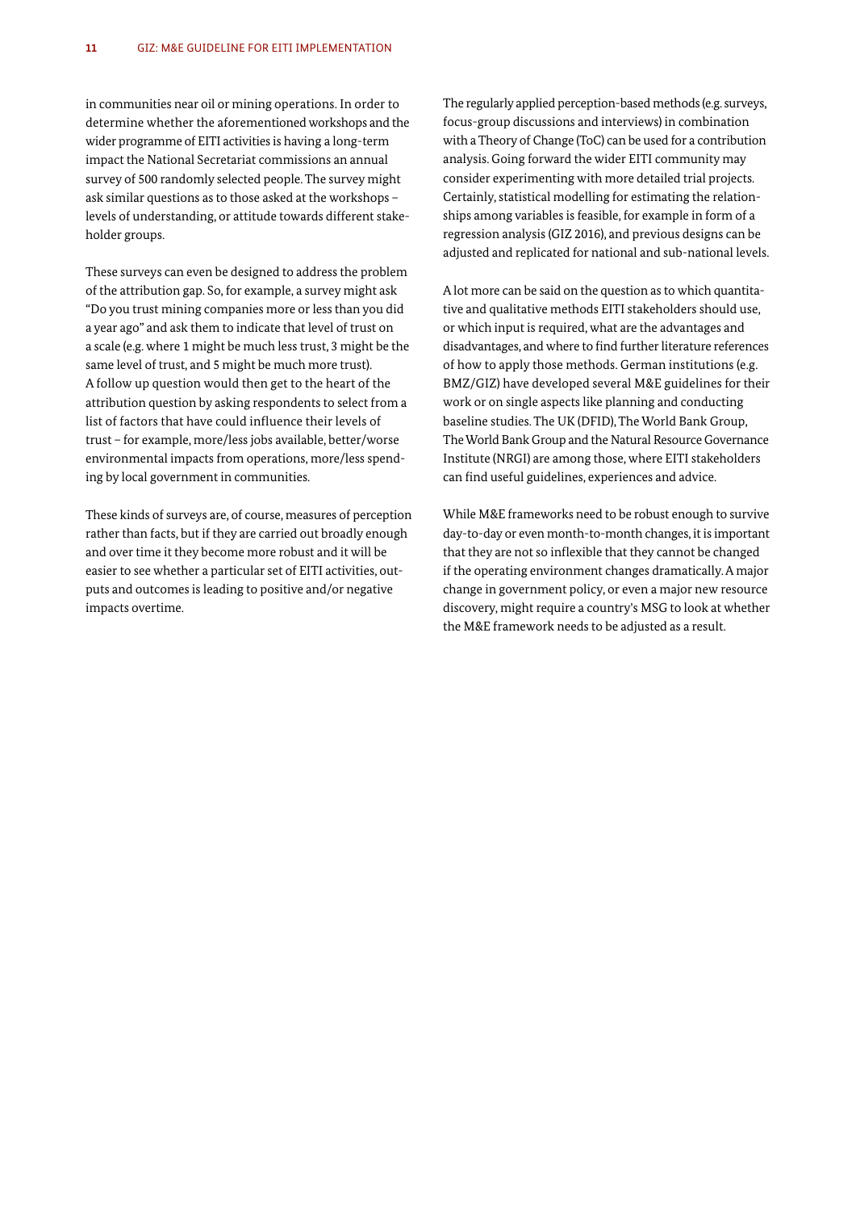in communities near oil or mining operations. In order to determine whether the aforementioned workshops and the wider programme of EITI activities is having a long-term impact the National Secretariat commissions an annual survey of 500 randomly selected people. The survey might ask similar questions as to those asked at the workshops – levels of understanding, or attitude towards different stakeholder groups.

These surveys can even be designed to address the problem of the attribution gap. So, for example, a survey might ask "Do you trust mining companies more or less than you did a year ago" and ask them to indicate that level of trust on a scale (e.g. where 1 might be much less trust, 3 might be the same level of trust, and 5 might be much more trust). A follow up question would then get to the heart of the attribution question by asking respondents to select from a list of factors that have could influence their levels of trust – for example, more/less jobs available, better/worse environmental impacts from operations, more/less spending by local government in communities.

These kinds of surveys are, of course, measures of perception rather than facts, but if they are carried out broadly enough and over time it they become more robust and it will be easier to see whether a particular set of EITI activities, outputs and outcomes is leading to positive and/or negative impacts overtime.

The regularly applied perception-based methods (e.g. surveys, focus-group discussions and interviews) in combination with a Theory of Change (ToC) can be used for a contribution analysis. Going forward the wider EITI community may consider experimenting with more detailed trial projects. Certainly, statistical modelling for estimating the relationships among variables is feasible, for example in form of a regression analysis (GIZ 2016), and previous designs can be adjusted and replicated for national and sub-national levels.

A lot more can be said on the question as to which quantitative and qualitative methods EITI stakeholders should use, or which input is required, what are the advantages and disadvantages, and where to find further literature references of how to apply those methods. German institutions (e.g. BMZ/GIZ) have developed several M&E guidelines for their work or on single aspects like planning and conducting baseline studies. The UK (DFID), The World Bank Group, The World Bank Group and the Natural Resource Governance Institute (NRGI) are among those, where EITI stakeholders can find useful guidelines, experiences and advice.

While M&E frameworks need to be robust enough to survive day-to-day or even month-to-month changes, it is important that they are not so inflexible that they cannot be changed if the operating environment changes dramatically. A major change in government policy, or even a major new resource discovery, might require a country's MSG to look at whether the M&E framework needs to be adjusted as a result.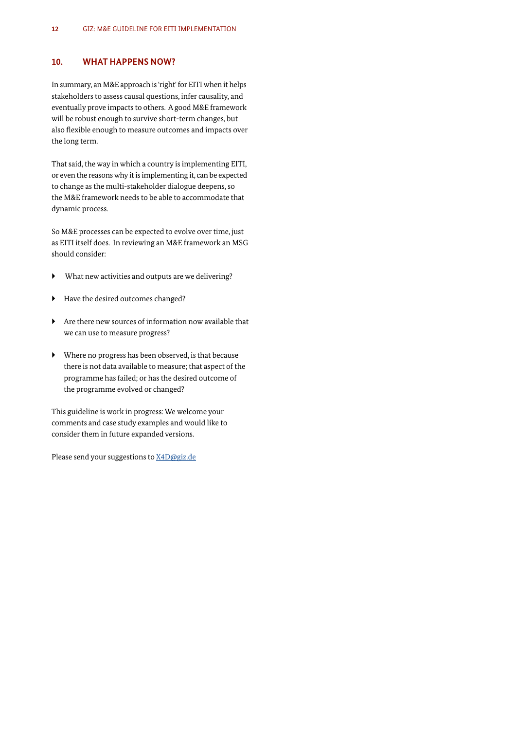## 10. WHAT HAPPENS NOW?

In summary, an M&E approach is 'right' for EITI when it helps stakeholders to assess causal questions, infer causality, and eventually prove impacts to others. A good M&E framework will be robust enough to survive short-term changes, but also flexible enough to measure outcomes and impacts over the long term.

That said, the way in which a country is implementing EITI, or even the reasons why it is implementing it, can be expected to change as the multi-stakeholder dialogue deepens, so the M&E framework needs to be able to accommodate that dynamic process.

So M&E processes can be expected to evolve over time, just as EITI itself does. In reviewing an M&E framework an MSG should consider:

- What new activities and outputs are we delivering?
- Have the desired outcomes changed?
- Are there new sources of information now available that we can use to measure progress?
- Where no progress has been observed, is that because there is not data available to measure; that aspect of the programme has failed; or has the desired outcome of the programme evolved or changed?

This guideline is work in progress: We welcome your comments and case study examples and would like to consider them in future expanded versions.

Please send your suggestions to [X4D@giz.de](mailto:X4D@giz.de)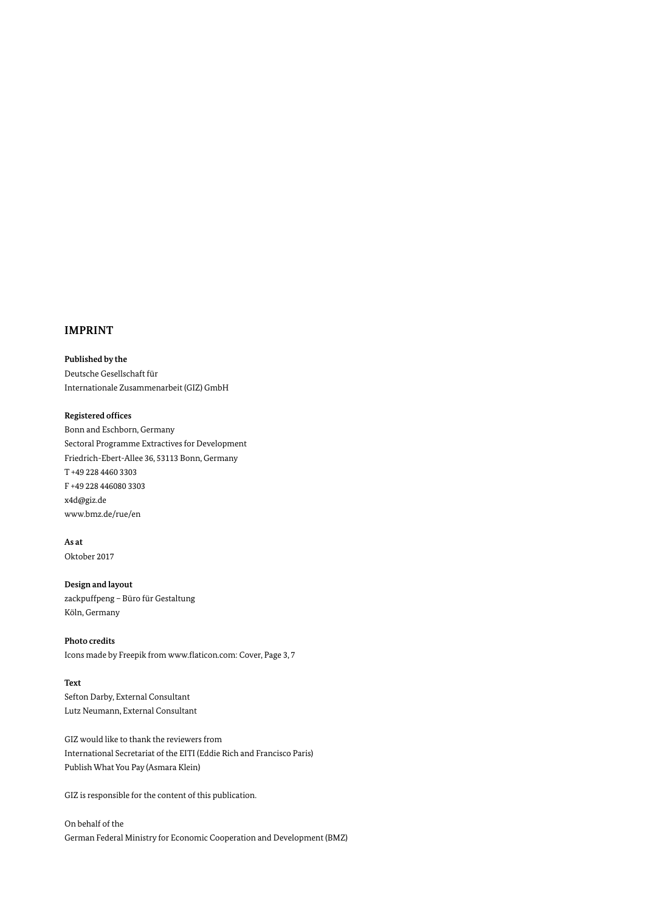## IMPRINT

**Published by the**
Deutsche Gesellschaft für
Internationale Zusammenarbeit (GIZ) GmbH

**Registered offices**
Bonn and Eschborn, Germany
Sectoral Programme Extractives for Development
Friedrich-Ebert-Allee 36, 53113 Bonn, Germany
T +49 228 4460 3303
F +49 228 446080 3303
x4d@giz.de
www.bmz.de/rue/en

**As at**
Oktober 2017

**Design and layout**
zackpuffpeng – Büro für Gestaltung
Köln, Germany

**Photo credits**
Icons made by Freepik from www.flaticon.com: Cover, Page 3, 7

**Text**
Sefton Darby, External Consultant
Lutz Neumann, External Consultant

GIZ would like to thank the reviewers from
International Secretariat of the EITI (Eddie Rich and Francisco Paris)
Publish What You Pay (Asmara Klein)

GIZ is responsible for the content of this publication.

On behalf of the
German Federal Ministry for Economic Cooperation and Development (BMZ)